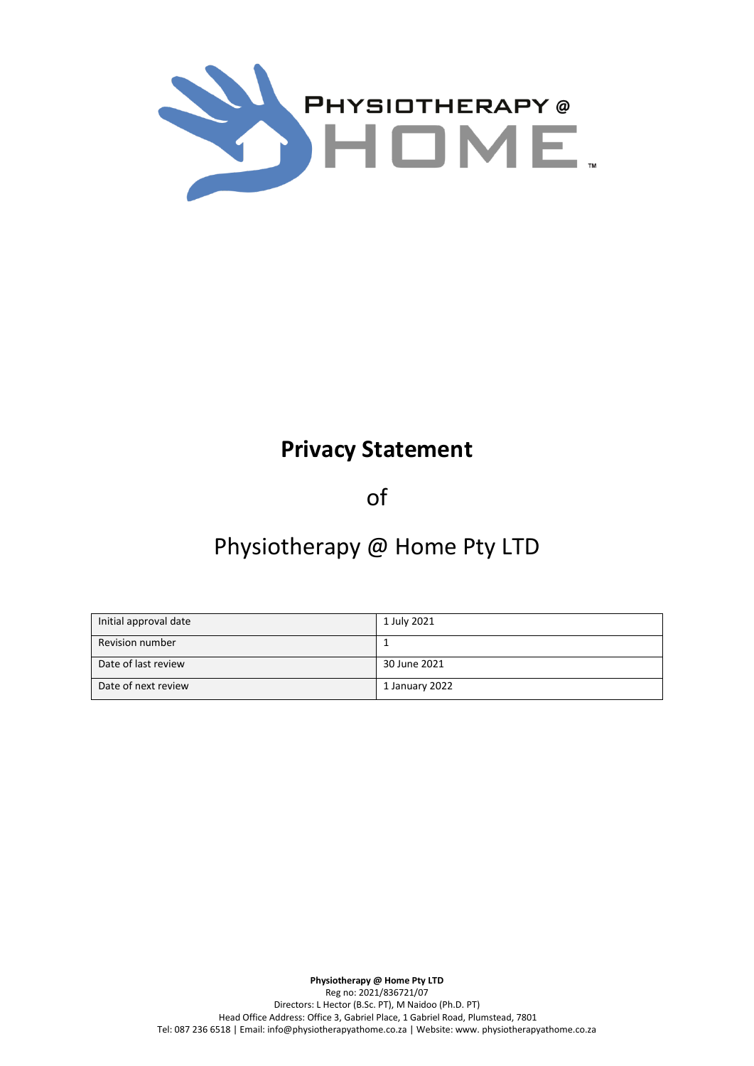# Privacy Statement

of

Physiotherapy @ Home Pty LTD

| Initial approval date | 1 July 2021 |
|---|---|
| Revision number | 1 |
| Date of last review | 30 June 2021 |
| Date of next review | 1 January 2022 |

**Physiotherapy @ Home Pty LTD**
Reg no: 2021/836721/07
Directors: L Hector (B.Sc. PT), M Naidoo (Ph.D. PT)
Head Office Address: Office 3, Gabriel Place, 1 Gabriel Road, Plumstead, 7801
Tel: 087 236 6518 | Email: info@physiotherapyathome.co.za | Website: www. physiotherapyathome.co.za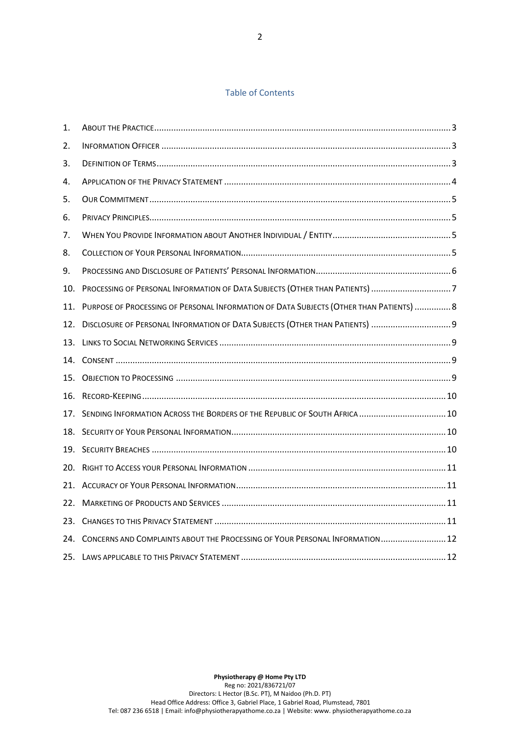## Table of Contents

1. About the Practice ........ 3
2. Information Officer ........ 3
3. Definition of Terms ........ 3
4. Application of the Privacy Statement ........ 4
5. Our Commitment ........ 5
6. Privacy Principles ........ 5
7. When You Provide Information about Another Individual / Entity ........ 5
8. Collection of Your Personal Information ........ 5
9. Processing and Disclosure of Patients' Personal Information ........ 6
10. Processing of Personal Information of Data Subjects (Other than Patients) ........ 7
11. Purpose of Processing of Personal Information of Data Subjects (Other than Patients) ........ 8
12. Disclosure of Personal Information of Data Subjects (Other than Patients) ........ 9
13. Links to Social Networking Services ........ 9
14. Consent ........ 9
15. Objection to Processing ........ 9
16. Record-Keeping ........ 10
17. Sending Information Across the Borders of the Republic of South Africa ........ 10
18. Security of Your Personal Information ........ 10
19. Security Breaches ........ 10
20. Right to Access your Personal Information ........ 11
21. Accuracy of Your Personal Information ........ 11
22. Marketing of Products and Services ........ 11
23. Changes to this Privacy Statement ........ 11
24. Concerns and Complaints about the Processing of Your Personal Information ........ 12
25. Laws applicable to this Privacy Statement ........ 12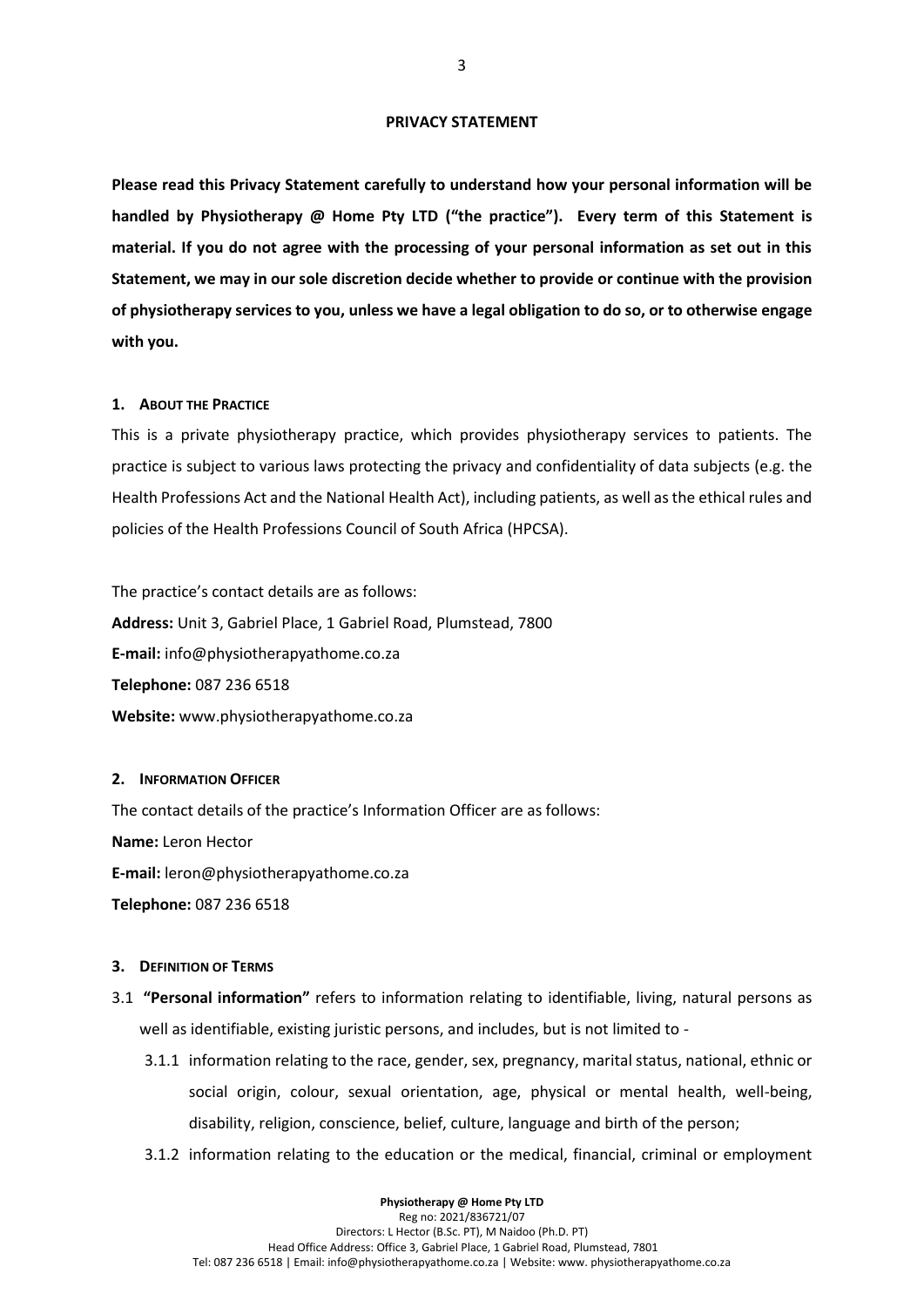# PRIVACY STATEMENT

**Please read this Privacy Statement carefully to understand how your personal information will be handled by Physiotherapy @ Home Pty LTD ("the practice"). Every term of this Statement is material. If you do not agree with the processing of your personal information as set out in this Statement, we may in our sole discretion decide whether to provide or continue with the provision of physiotherapy services to you, unless we have a legal obligation to do so, or to otherwise engage with you.**

## 1. About the Practice

This is a private physiotherapy practice, which provides physiotherapy services to patients. The practice is subject to various laws protecting the privacy and confidentiality of data subjects (e.g. the Health Professions Act and the National Health Act), including patients, as well as the ethical rules and policies of the Health Professions Council of South Africa (HPCSA).

The practice's contact details are as follows:

**Address:** Unit 3, Gabriel Place, 1 Gabriel Road, Plumstead, 7800
**E-mail:** info@physiotherapyathome.co.za
**Telephone:** 087 236 6518
**Website:** www.physiotherapyathome.co.za

## 2. Information Officer

The contact details of the practice's Information Officer are as follows:

**Name:** Leron Hector
**E-mail:** leron@physiotherapyathome.co.za
**Telephone:** 087 236 6518

## 3. Definition of Terms

3.1 **"Personal information"** refers to information relating to identifiable, living, natural persons as well as identifiable, existing juristic persons, and includes, but is not limited to -

3.1.1 information relating to the race, gender, sex, pregnancy, marital status, national, ethnic or social origin, colour, sexual orientation, age, physical or mental health, well-being, disability, religion, conscience, belief, culture, language and birth of the person;

3.1.2 information relating to the education or the medical, financial, criminal or employment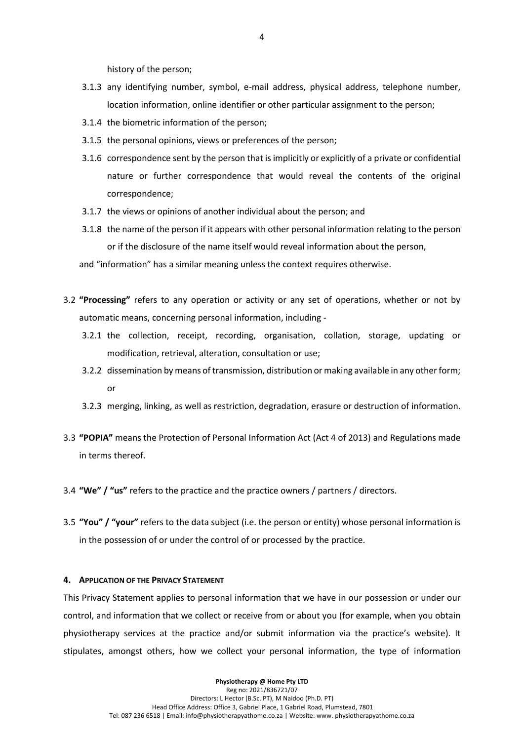history of the person;

3.1.3 any identifying number, symbol, e-mail address, physical address, telephone number, location information, online identifier or other particular assignment to the person;

3.1.4 the biometric information of the person;

3.1.5 the personal opinions, views or preferences of the person;

3.1.6 correspondence sent by the person that is implicitly or explicitly of a private or confidential nature or further correspondence that would reveal the contents of the original correspondence;

3.1.7 the views or opinions of another individual about the person; and

3.1.8 the name of the person if it appears with other personal information relating to the person or if the disclosure of the name itself would reveal information about the person,

and "information" has a similar meaning unless the context requires otherwise.

3.2 **"Processing"** refers to any operation or activity or any set of operations, whether or not by automatic means, concerning personal information, including -

3.2.1 the collection, receipt, recording, organisation, collation, storage, updating or modification, retrieval, alteration, consultation or use;

3.2.2 dissemination by means of transmission, distribution or making available in any other form; or

3.2.3 merging, linking, as well as restriction, degradation, erasure or destruction of information.

3.3 **"POPIA"** means the Protection of Personal Information Act (Act 4 of 2013) and Regulations made in terms thereof.

3.4 **"We" / "us"** refers to the practice and the practice owners / partners / directors.

3.5 **"You" / "your"** refers to the data subject (i.e. the person or entity) whose personal information is in the possession of or under the control of or processed by the practice.

## 4. Application of the Privacy Statement

This Privacy Statement applies to personal information that we have in our possession or under our control, and information that we collect or receive from or about you (for example, when you obtain physiotherapy services at the practice and/or submit information via the practice's website). It stipulates, amongst others, how we collect your personal information, the type of information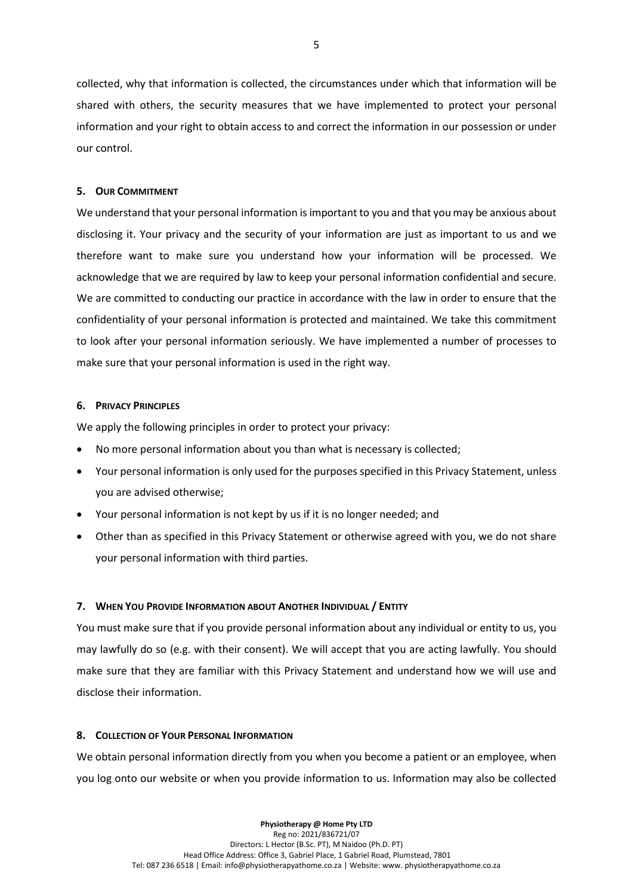collected, why that information is collected, the circumstances under which that information will be shared with others, the security measures that we have implemented to protect your personal information and your right to obtain access to and correct the information in our possession or under our control.

## 5. Our Commitment

We understand that your personal information is important to you and that you may be anxious about disclosing it. Your privacy and the security of your information are just as important to us and we therefore want to make sure you understand how your information will be processed. We acknowledge that we are required by law to keep your personal information confidential and secure. We are committed to conducting our practice in accordance with the law in order to ensure that the confidentiality of your personal information is protected and maintained. We take this commitment to look after your personal information seriously. We have implemented a number of processes to make sure that your personal information is used in the right way.

## 6. Privacy Principles

We apply the following principles in order to protect your privacy:

- No more personal information about you than what is necessary is collected;
- Your personal information is only used for the purposes specified in this Privacy Statement, unless you are advised otherwise;
- Your personal information is not kept by us if it is no longer needed; and
- Other than as specified in this Privacy Statement or otherwise agreed with you, we do not share your personal information with third parties.

## 7. When You Provide Information about Another Individual / Entity

You must make sure that if you provide personal information about any individual or entity to us, you may lawfully do so (e.g. with their consent). We will accept that you are acting lawfully. You should make sure that they are familiar with this Privacy Statement and understand how we will use and disclose their information.

## 8. Collection of Your Personal Information

We obtain personal information directly from you when you become a patient or an employee, when you log onto our website or when you provide information to us. Information may also be collected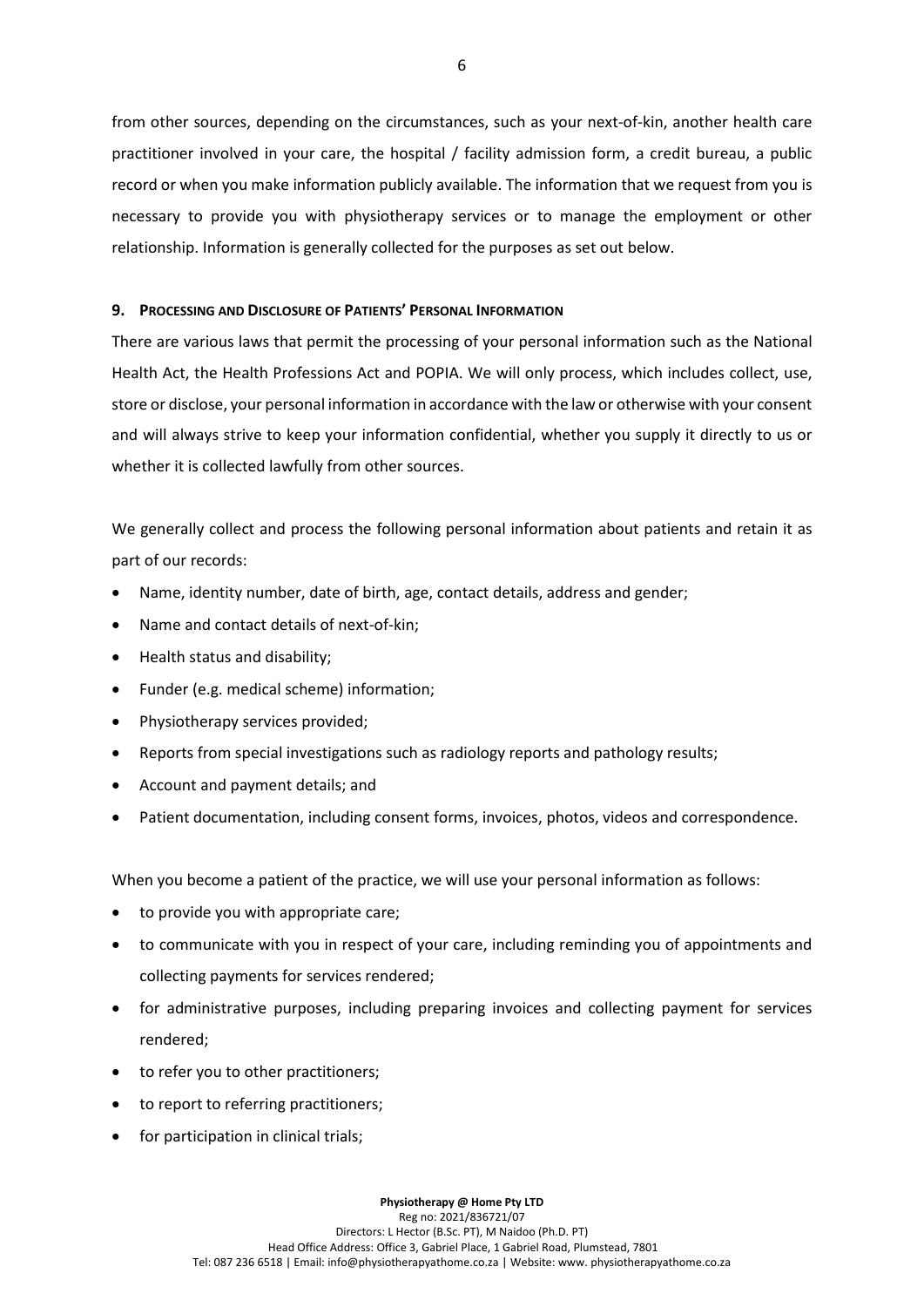from other sources, depending on the circumstances, such as your next-of-kin, another health care practitioner involved in your care, the hospital / facility admission form, a credit bureau, a public record or when you make information publicly available. The information that we request from you is necessary to provide you with physiotherapy services or to manage the employment or other relationship. Information is generally collected for the purposes as set out below.

## 9. Processing and Disclosure of Patients' Personal Information

There are various laws that permit the processing of your personal information such as the National Health Act, the Health Professions Act and POPIA. We will only process, which includes collect, use, store or disclose, your personal information in accordance with the law or otherwise with your consent and will always strive to keep your information confidential, whether you supply it directly to us or whether it is collected lawfully from other sources.

We generally collect and process the following personal information about patients and retain it as part of our records:

- Name, identity number, date of birth, age, contact details, address and gender;
- Name and contact details of next-of-kin;
- Health status and disability;
- Funder (e.g. medical scheme) information;
- Physiotherapy services provided;
- Reports from special investigations such as radiology reports and pathology results;
- Account and payment details; and
- Patient documentation, including consent forms, invoices, photos, videos and correspondence.

When you become a patient of the practice, we will use your personal information as follows:

- to provide you with appropriate care;
- to communicate with you in respect of your care, including reminding you of appointments and collecting payments for services rendered;
- for administrative purposes, including preparing invoices and collecting payment for services rendered;
- to refer you to other practitioners;
- to report to referring practitioners;
- for participation in clinical trials;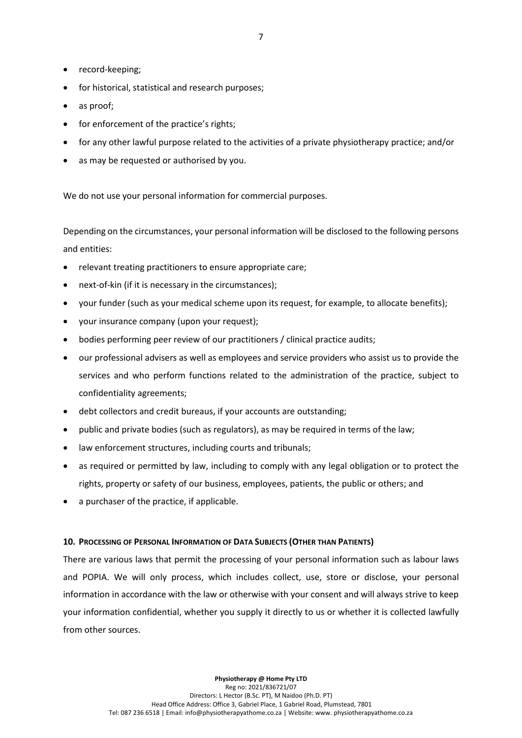- record-keeping;
- for historical, statistical and research purposes;
- as proof;
- for enforcement of the practice's rights;
- for any other lawful purpose related to the activities of a private physiotherapy practice; and/or
- as may be requested or authorised by you.

We do not use your personal information for commercial purposes.

Depending on the circumstances, your personal information will be disclosed to the following persons and entities:

- relevant treating practitioners to ensure appropriate care;
- next-of-kin (if it is necessary in the circumstances);
- your funder (such as your medical scheme upon its request, for example, to allocate benefits);
- your insurance company (upon your request);
- bodies performing peer review of our practitioners / clinical practice audits;
- our professional advisers as well as employees and service providers who assist us to provide the services and who perform functions related to the administration of the practice, subject to confidentiality agreements;
- debt collectors and credit bureaus, if your accounts are outstanding;
- public and private bodies (such as regulators), as may be required in terms of the law;
- law enforcement structures, including courts and tribunals;
- as required or permitted by law, including to comply with any legal obligation or to protect the rights, property or safety of our business, employees, patients, the public or others; and
- a purchaser of the practice, if applicable.

## 10. Processing of Personal Information of Data Subjects (Other than Patients)

There are various laws that permit the processing of your personal information such as labour laws and POPIA. We will only process, which includes collect, use, store or disclose, your personal information in accordance with the law or otherwise with your consent and will always strive to keep your information confidential, whether you supply it directly to us or whether it is collected lawfully from other sources.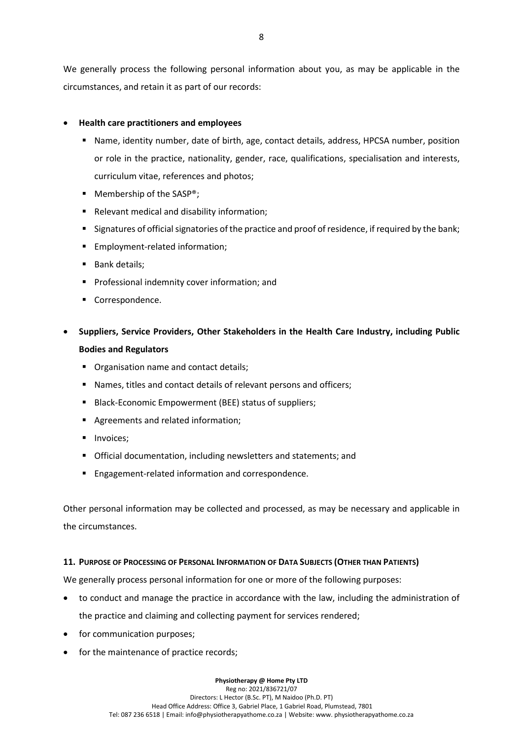We generally process the following personal information about you, as may be applicable in the circumstances, and retain it as part of our records:

- **Health care practitioners and employees**
  - Name, identity number, date of birth, age, contact details, address, HPCSA number, position or role in the practice, nationality, gender, race, qualifications, specialisation and interests, curriculum vitae, references and photos;
  - Membership of the SASP®;
  - Relevant medical and disability information;
  - Signatures of official signatories of the practice and proof of residence, if required by the bank;
  - Employment-related information;
  - Bank details;
  - Professional indemnity cover information; and
  - Correspondence.

- **Suppliers, Service Providers, Other Stakeholders in the Health Care Industry, including Public Bodies and Regulators**
  - Organisation name and contact details;
  - Names, titles and contact details of relevant persons and officers;
  - Black-Economic Empowerment (BEE) status of suppliers;
  - Agreements and related information;
  - Invoices;
  - Official documentation, including newsletters and statements; and
  - Engagement-related information and correspondence.

Other personal information may be collected and processed, as may be necessary and applicable in the circumstances.

## 11. Purpose of Processing of Personal Information of Data Subjects (Other than Patients)

We generally process personal information for one or more of the following purposes:

- to conduct and manage the practice in accordance with the law, including the administration of the practice and claiming and collecting payment for services rendered;
- for communication purposes;
- for the maintenance of practice records;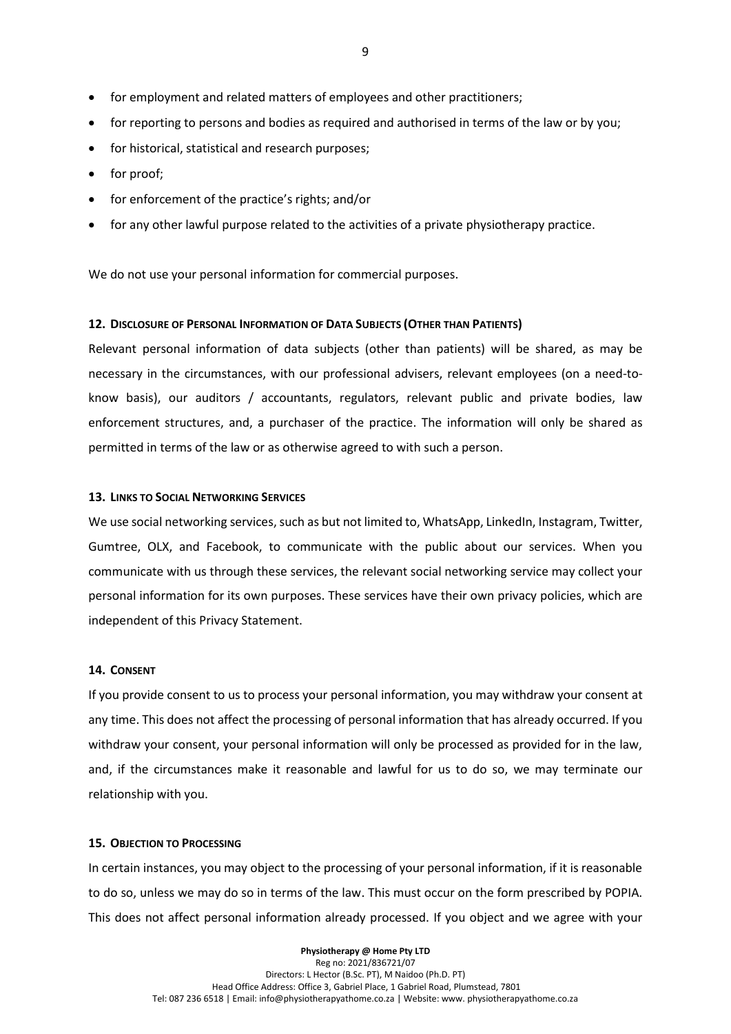- for employment and related matters of employees and other practitioners;
- for reporting to persons and bodies as required and authorised in terms of the law or by you;
- for historical, statistical and research purposes;
- for proof;
- for enforcement of the practice's rights; and/or
- for any other lawful purpose related to the activities of a private physiotherapy practice.

We do not use your personal information for commercial purposes.

## 12. Disclosure of Personal Information of Data Subjects (Other than Patients)

Relevant personal information of data subjects (other than patients) will be shared, as may be necessary in the circumstances, with our professional advisers, relevant employees (on a need-to-know basis), our auditors / accountants, regulators, relevant public and private bodies, law enforcement structures, and, a purchaser of the practice. The information will only be shared as permitted in terms of the law or as otherwise agreed to with such a person.

## 13. Links to Social Networking Services

We use social networking services, such as but not limited to, WhatsApp, LinkedIn, Instagram, Twitter, Gumtree, OLX, and Facebook, to communicate with the public about our services. When you communicate with us through these services, the relevant social networking service may collect your personal information for its own purposes. These services have their own privacy policies, which are independent of this Privacy Statement.

## 14. Consent

If you provide consent to us to process your personal information, you may withdraw your consent at any time. This does not affect the processing of personal information that has already occurred. If you withdraw your consent, your personal information will only be processed as provided for in the law, and, if the circumstances make it reasonable and lawful for us to do so, we may terminate our relationship with you.

## 15. Objection to Processing

In certain instances, you may object to the processing of your personal information, if it is reasonable to do so, unless we may do so in terms of the law. This must occur on the form prescribed by POPIA. This does not affect personal information already processed. If you object and we agree with your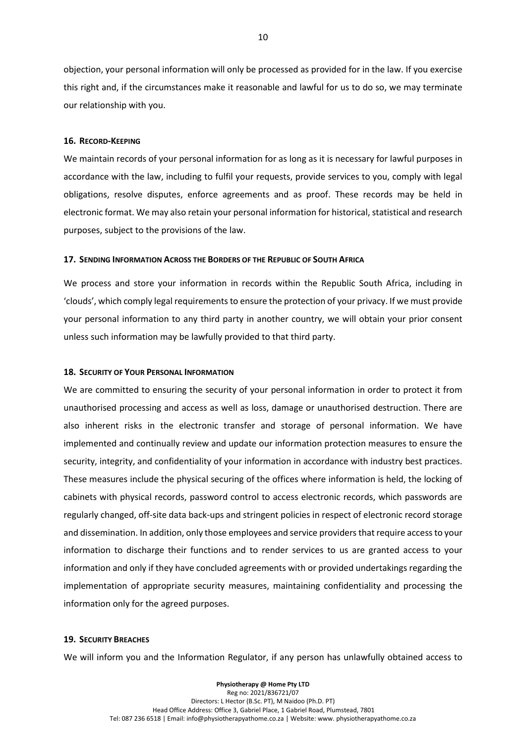objection, your personal information will only be processed as provided for in the law. If you exercise this right and, if the circumstances make it reasonable and lawful for us to do so, we may terminate our relationship with you.

## 16. Record-Keeping

We maintain records of your personal information for as long as it is necessary for lawful purposes in accordance with the law, including to fulfil your requests, provide services to you, comply with legal obligations, resolve disputes, enforce agreements and as proof. These records may be held in electronic format. We may also retain your personal information for historical, statistical and research purposes, subject to the provisions of the law.

## 17. Sending Information Across the Borders of the Republic of South Africa

We process and store your information in records within the Republic South Africa, including in 'clouds', which comply legal requirements to ensure the protection of your privacy. If we must provide your personal information to any third party in another country, we will obtain your prior consent unless such information may be lawfully provided to that third party.

## 18. Security of Your Personal Information

We are committed to ensuring the security of your personal information in order to protect it from unauthorised processing and access as well as loss, damage or unauthorised destruction. There are also inherent risks in the electronic transfer and storage of personal information. We have implemented and continually review and update our information protection measures to ensure the security, integrity, and confidentiality of your information in accordance with industry best practices. These measures include the physical securing of the offices where information is held, the locking of cabinets with physical records, password control to access electronic records, which passwords are regularly changed, off-site data back-ups and stringent policies in respect of electronic record storage and dissemination. In addition, only those employees and service providers that require access to your information to discharge their functions and to render services to us are granted access to your information and only if they have concluded agreements with or provided undertakings regarding the implementation of appropriate security measures, maintaining confidentiality and processing the information only for the agreed purposes.

## 19. Security Breaches

We will inform you and the Information Regulator, if any person has unlawfully obtained access to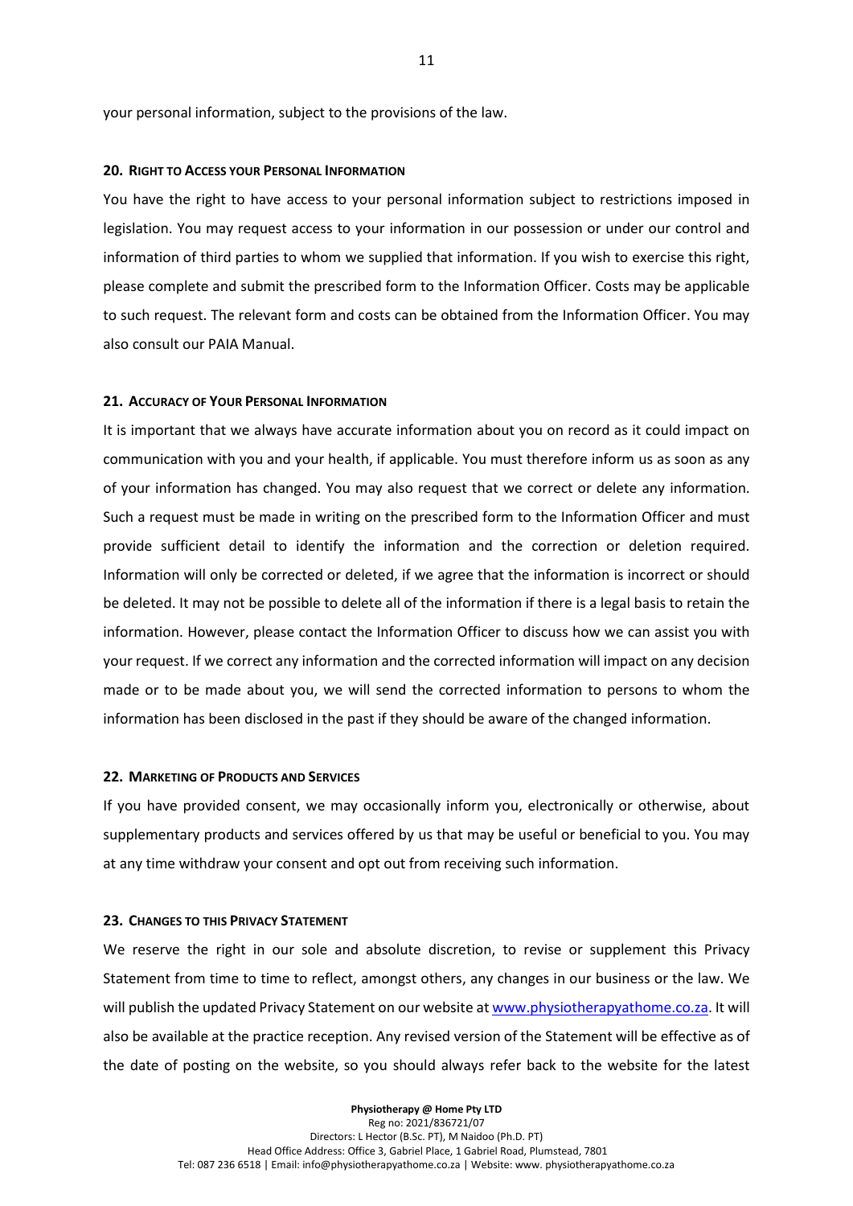your personal information, subject to the provisions of the law.

## 20. Right to Access your Personal Information

You have the right to have access to your personal information subject to restrictions imposed in legislation. You may request access to your information in our possession or under our control and information of third parties to whom we supplied that information. If you wish to exercise this right, please complete and submit the prescribed form to the Information Officer. Costs may be applicable to such request. The relevant form and costs can be obtained from the Information Officer. You may also consult our PAIA Manual.

## 21. Accuracy of Your Personal Information

It is important that we always have accurate information about you on record as it could impact on communication with you and your health, if applicable. You must therefore inform us as soon as any of your information has changed. You may also request that we correct or delete any information. Such a request must be made in writing on the prescribed form to the Information Officer and must provide sufficient detail to identify the information and the correction or deletion required. Information will only be corrected or deleted, if we agree that the information is incorrect or should be deleted. It may not be possible to delete all of the information if there is a legal basis to retain the information. However, please contact the Information Officer to discuss how we can assist you with your request. If we correct any information and the corrected information will impact on any decision made or to be made about you, we will send the corrected information to persons to whom the information has been disclosed in the past if they should be aware of the changed information.

## 22. Marketing of Products and Services

If you have provided consent, we may occasionally inform you, electronically or otherwise, about supplementary products and services offered by us that may be useful or beneficial to you. You may at any time withdraw your consent and opt out from receiving such information.

## 23. Changes to this Privacy Statement

We reserve the right in our sole and absolute discretion, to revise or supplement this Privacy Statement from time to time to reflect, amongst others, any changes in our business or the law. We will publish the updated Privacy Statement on our website at [www.physiotherapyathome.co.za](http://www.physiotherapyathome.co.za). It will also be available at the practice reception. Any revised version of the Statement will be effective as of the date of posting on the website, so you should always refer back to the website for the latest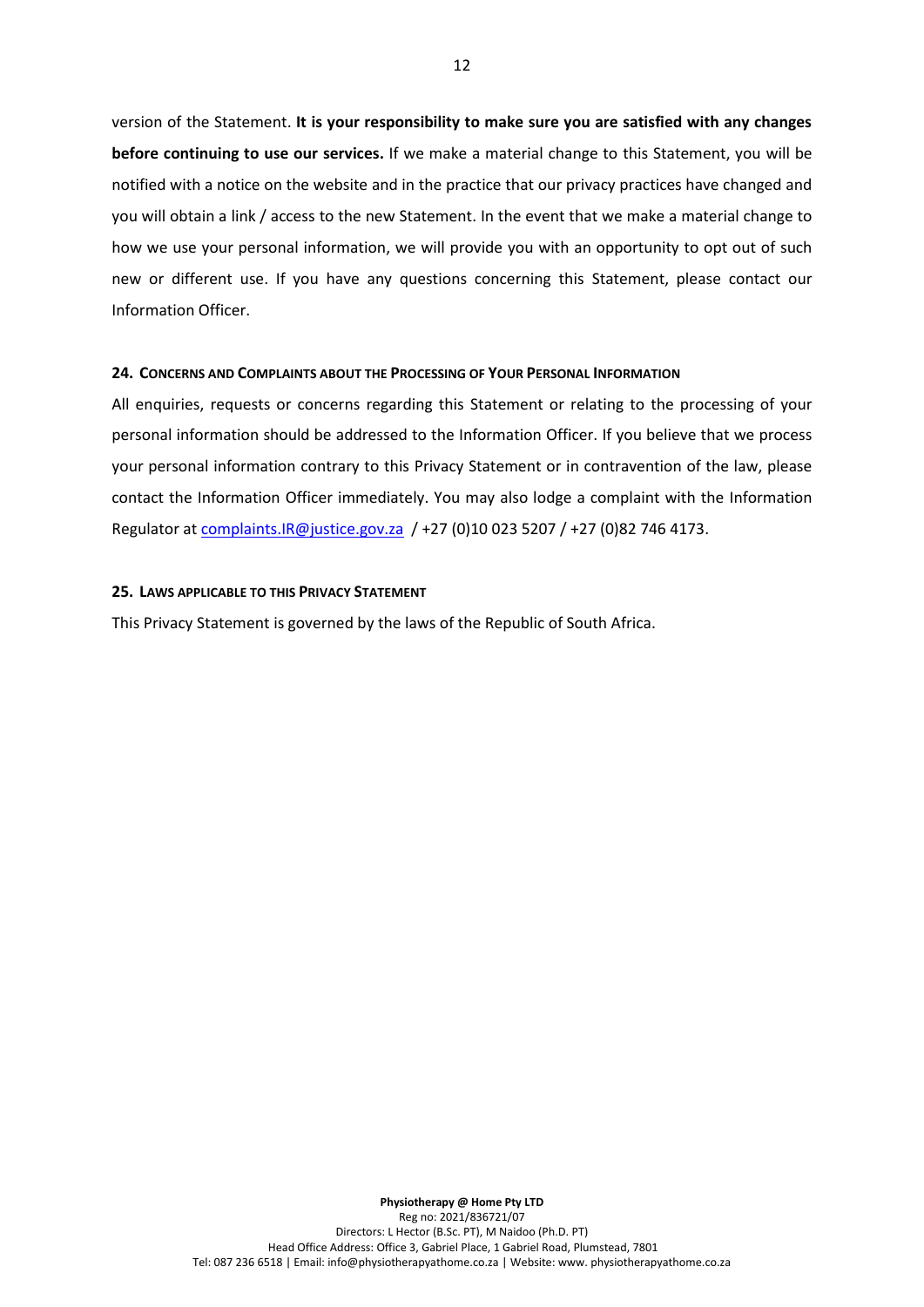version of the Statement. **It is your responsibility to make sure you are satisfied with any changes before continuing to use our services.** If we make a material change to this Statement, you will be notified with a notice on the website and in the practice that our privacy practices have changed and you will obtain a link / access to the new Statement. In the event that we make a material change to how we use your personal information, we will provide you with an opportunity to opt out of such new or different use. If you have any questions concerning this Statement, please contact our Information Officer.

## 24. Concerns and Complaints about the Processing of Your Personal Information

All enquiries, requests or concerns regarding this Statement or relating to the processing of your personal information should be addressed to the Information Officer. If you believe that we process your personal information contrary to this Privacy Statement or in contravention of the law, please contact the Information Officer immediately. You may also lodge a complaint with the Information Regulator at complaints.IR@justice.gov.za / +27 (0)10 023 5207 / +27 (0)82 746 4173.

## 25. Laws applicable to this Privacy Statement

This Privacy Statement is governed by the laws of the Republic of South Africa.